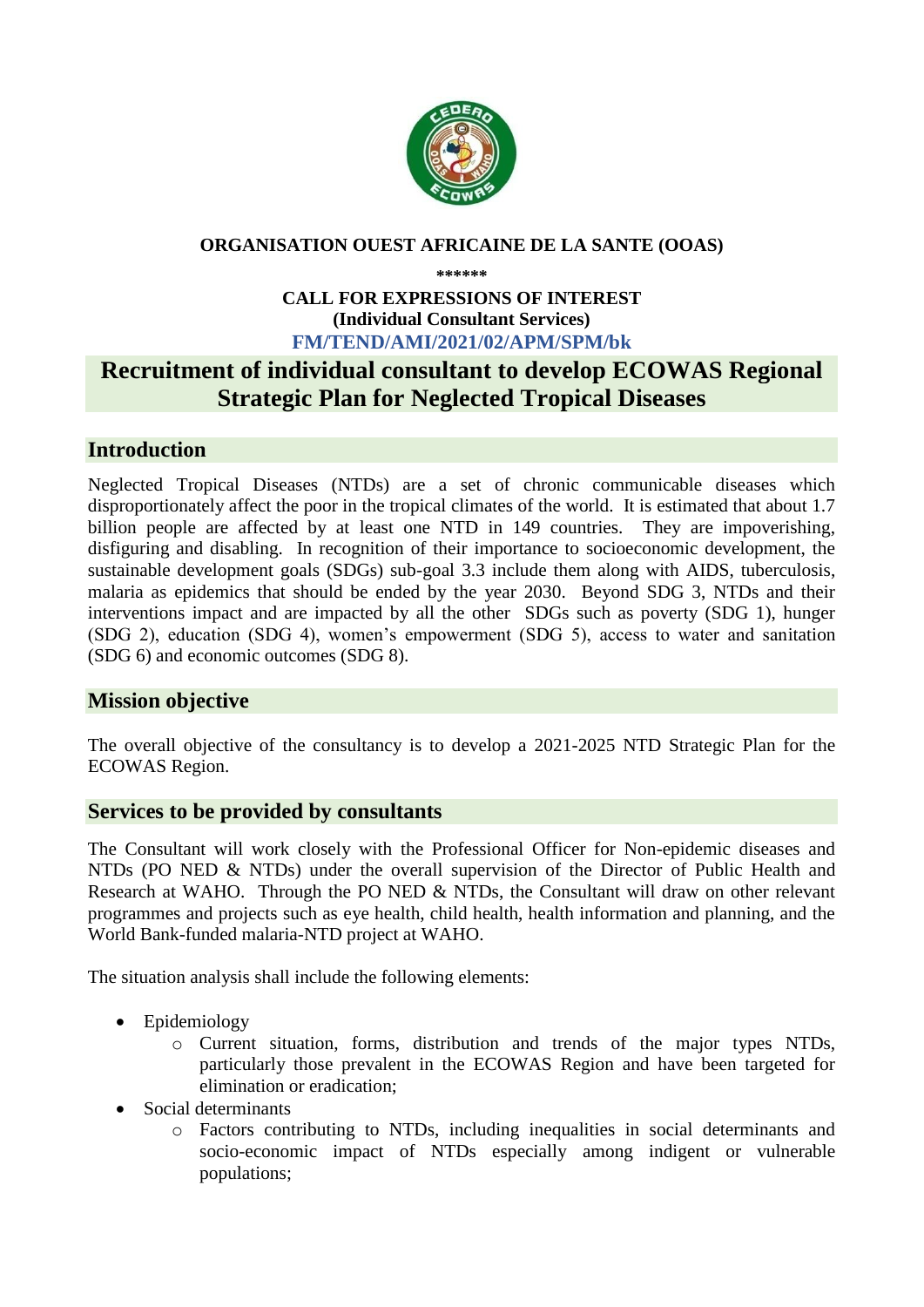**ORGANISATION OUEST AFRICAINE DE LA SANTE (OOAS)**

**\*\*\*\*\*\***

**CALL FOR EXPRESSIONS OF INTEREST**
**(Individual Consultant Services)**
**FM/TEND/AMI/2021/02/APM/SPM/bk**

# Recruitment of individual consultant to develop ECOWAS Regional Strategic Plan for Neglected Tropical Diseases

## Introduction

Neglected Tropical Diseases (NTDs) are a set of chronic communicable diseases which disproportionately affect the poor in the tropical climates of the world. It is estimated that about 1.7 billion people are affected by at least one NTD in 149 countries. They are impoverishing, disfiguring and disabling. In recognition of their importance to socioeconomic development, the sustainable development goals (SDGs) sub-goal 3.3 include them along with AIDS, tuberculosis, malaria as epidemics that should be ended by the year 2030. Beyond SDG 3, NTDs and their interventions impact and are impacted by all the other SDGs such as poverty (SDG 1), hunger (SDG 2), education (SDG 4), women's empowerment (SDG 5), access to water and sanitation (SDG 6) and economic outcomes (SDG 8).

## Mission objective

The overall objective of the consultancy is to develop a 2021-2025 NTD Strategic Plan for the ECOWAS Region.

## Services to be provided by consultants

The Consultant will work closely with the Professional Officer for Non-epidemic diseases and NTDs (PO NED & NTDs) under the overall supervision of the Director of Public Health and Research at WAHO. Through the PO NED & NTDs, the Consultant will draw on other relevant programmes and projects such as eye health, child health, health information and planning, and the World Bank-funded malaria-NTD project at WAHO.

The situation analysis shall include the following elements:

- Epidemiology
  - Current situation, forms, distribution and trends of the major types NTDs, particularly those prevalent in the ECOWAS Region and have been targeted for elimination or eradication;
- Social determinants
  - Factors contributing to NTDs, including inequalities in social determinants and socio-economic impact of NTDs especially among indigent or vulnerable populations;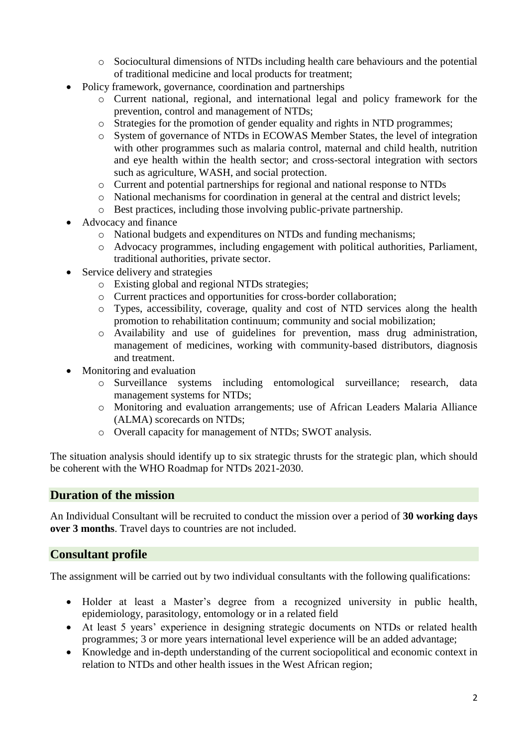- Sociocultural dimensions of NTDs including health care behaviours and the potential of traditional medicine and local products for treatment;
- Policy framework, governance, coordination and partnerships
  - Current national, regional, and international legal and policy framework for the prevention, control and management of NTDs;
  - Strategies for the promotion of gender equality and rights in NTD programmes;
  - System of governance of NTDs in ECOWAS Member States, the level of integration with other programmes such as malaria control, maternal and child health, nutrition and eye health within the health sector; and cross-sectoral integration with sectors such as agriculture, WASH, and social protection.
  - Current and potential partnerships for regional and national response to NTDs
  - National mechanisms for coordination in general at the central and district levels;
  - Best practices, including those involving public-private partnership.
- Advocacy and finance
  - National budgets and expenditures on NTDs and funding mechanisms;
  - Advocacy programmes, including engagement with political authorities, Parliament, traditional authorities, private sector.
- Service delivery and strategies
  - Existing global and regional NTDs strategies;
  - Current practices and opportunities for cross-border collaboration;
  - Types, accessibility, coverage, quality and cost of NTD services along the health promotion to rehabilitation continuum; community and social mobilization;
  - Availability and use of guidelines for prevention, mass drug administration, management of medicines, working with community-based distributors, diagnosis and treatment.
- Monitoring and evaluation
  - Surveillance systems including entomological surveillance; research, data management systems for NTDs;
  - Monitoring and evaluation arrangements; use of African Leaders Malaria Alliance (ALMA) scorecards on NTDs;
  - Overall capacity for management of NTDs; SWOT analysis.

The situation analysis should identify up to six strategic thrusts for the strategic plan, which should be coherent with the WHO Roadmap for NTDs 2021-2030.

## Duration of the mission

An Individual Consultant will be recruited to conduct the mission over a period of **30 working days over 3 months**. Travel days to countries are not included.

## Consultant profile

The assignment will be carried out by two individual consultants with the following qualifications:

- Holder at least a Master's degree from a recognized university in public health, epidemiology, parasitology, entomology or in a related field
- At least 5 years' experience in designing strategic documents on NTDs or related health programmes; 3 or more years international level experience will be an added advantage;
- Knowledge and in-depth understanding of the current sociopolitical and economic context in relation to NTDs and other health issues in the West African region;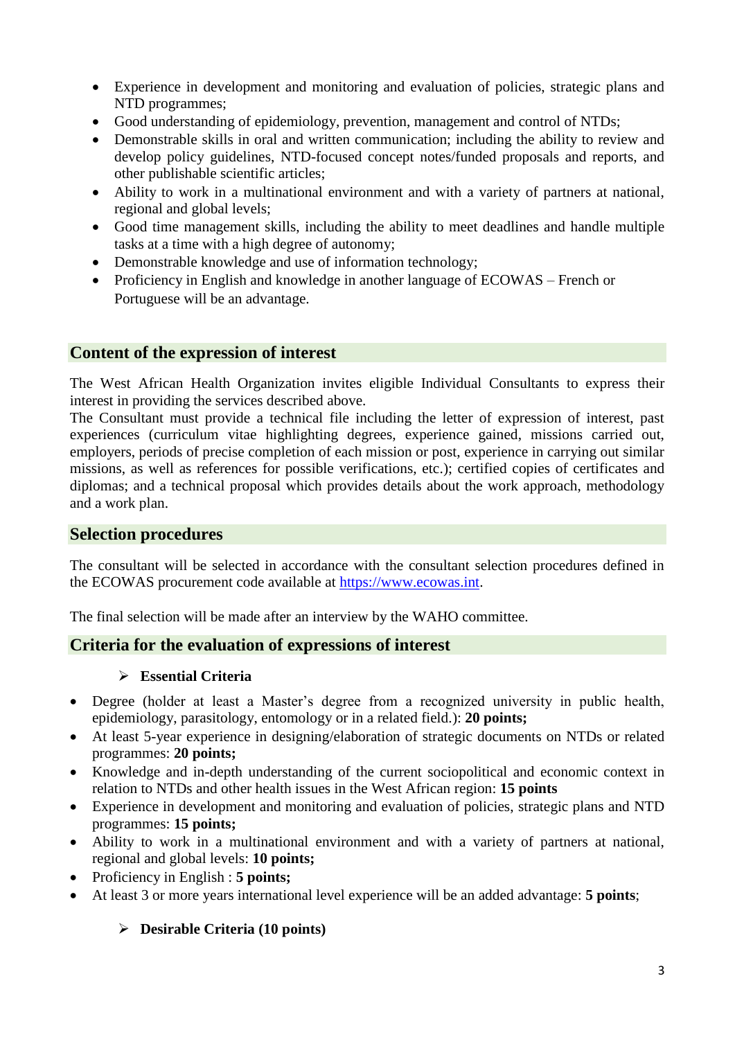- Experience in development and monitoring and evaluation of policies, strategic plans and NTD programmes;
- Good understanding of epidemiology, prevention, management and control of NTDs;
- Demonstrable skills in oral and written communication; including the ability to review and develop policy guidelines, NTD-focused concept notes/funded proposals and reports, and other publishable scientific articles;
- Ability to work in a multinational environment and with a variety of partners at national, regional and global levels;
- Good time management skills, including the ability to meet deadlines and handle multiple tasks at a time with a high degree of autonomy;
- Demonstrable knowledge and use of information technology;
- Proficiency in English and knowledge in another language of ECOWAS – French or Portuguese will be an advantage.

## Content of the expression of interest

The West African Health Organization invites eligible Individual Consultants to express their interest in providing the services described above.
The Consultant must provide a technical file including the letter of expression of interest, past experiences (curriculum vitae highlighting degrees, experience gained, missions carried out, employers, periods of precise completion of each mission or post, experience in carrying out similar missions, as well as references for possible verifications, etc.); certified copies of certificates and diplomas; and a technical proposal which provides details about the work approach, methodology and a work plan.

## Selection procedures

The consultant will be selected in accordance with the consultant selection procedures defined in the ECOWAS procurement code available at https://www.ecowas.int.

The final selection will be made after an interview by the WAHO committee.

## Criteria for the evaluation of expressions of interest

- **Essential Criteria**

- Degree (holder at least a Master's degree from a recognized university in public health, epidemiology, parasitology, entomology or in a related field.): **20 points;**
- At least 5-year experience in designing/elaboration of strategic documents on NTDs or related programmes: **20 points;**
- Knowledge and in-depth understanding of the current sociopolitical and economic context in relation to NTDs and other health issues in the West African region: **15 points**
- Experience in development and monitoring and evaluation of policies, strategic plans and NTD programmes: **15 points;**
- Ability to work in a multinational environment and with a variety of partners at national, regional and global levels: **10 points;**
- Proficiency in English : **5 points;**
- At least 3 or more years international level experience will be an added advantage: **5 points**;

- **Desirable Criteria (10 points)**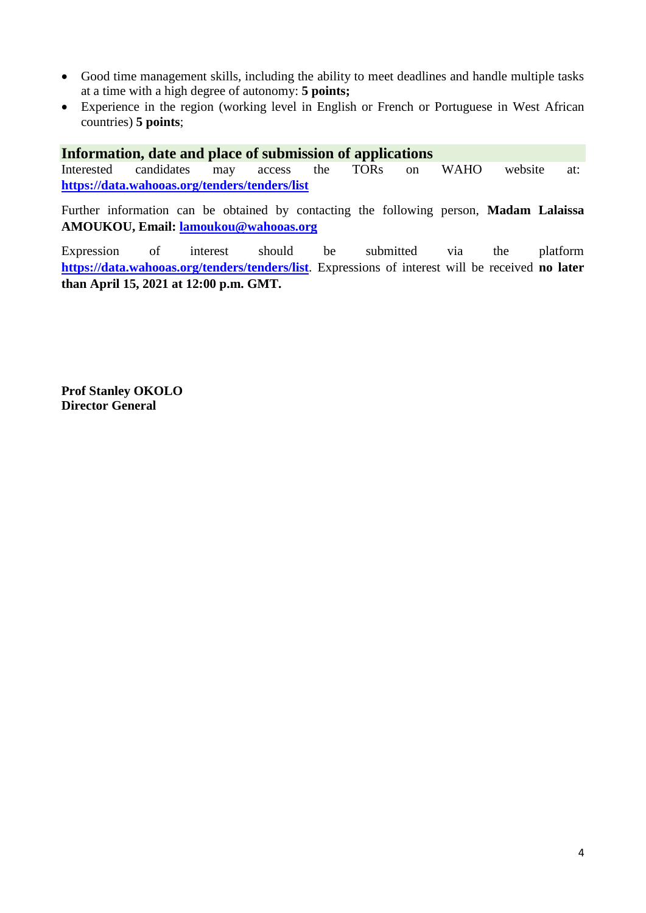- Good time management skills, including the ability to meet deadlines and handle multiple tasks at a time with a high degree of autonomy: **5 points;**
- Experience in the region (working level in English or French or Portuguese in West African countries) **5 points**;

## Information, date and place of submission of applications

Interested candidates may access the TORs on WAHO website at: **https://data.wahooas.org/tenders/tenders/list**

Further information can be obtained by contacting the following person, **Madam Lalaissa AMOUKOU, Email: lamoukou@wahooas.org**

Expression of interest should be submitted via the platform **https://data.wahooas.org/tenders/tenders/list**. Expressions of interest will be received **no later than April 15, 2021 at 12:00 p.m. GMT.**

**Prof Stanley OKOLO**
**Director General**